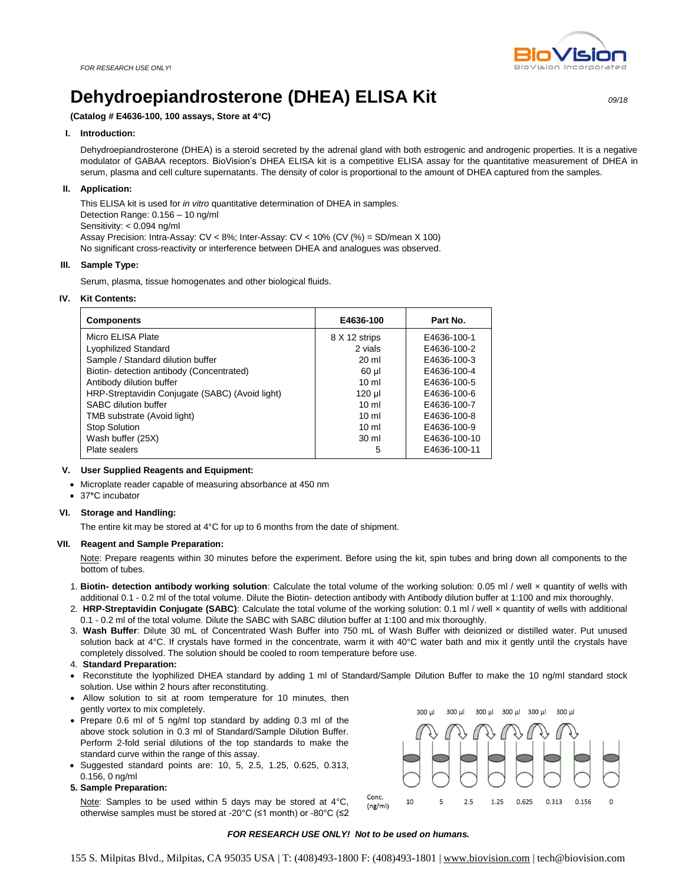*FOR RESEARCH USE ONLY!*

# Dehydroepiandrosterone (DHEA) ELISA Kit

09/18

**(Catalog # E4636-100, 100 assays, Store at 4°C)**

## I. Introduction:

Dehydroepiandrosterone (DHEA) is a steroid secreted by the adrenal gland with both estrogenic and androgenic properties. It is a negative modulator of GABAA receptors. BioVision's DHEA ELISA kit is a competitive ELISA assay for the quantitative measurement of DHEA in serum, plasma and cell culture supernatants. The density of color is proportional to the amount of DHEA captured from the samples.

## II. Application:

This ELISA kit is used for *in vitro* quantitative determination of DHEA in samples.
Detection Range: 0.156 – 10 ng/ml
Sensitivity: < 0.094 ng/ml
Assay Precision: Intra-Assay: CV < 8%; Inter-Assay: CV < 10% (CV (%) = SD/mean X 100)
No significant cross-reactivity or interference between DHEA and analogues was observed.

## III. Sample Type:

Serum, plasma, tissue homogenates and other biological fluids.

## IV. Kit Contents:

| Components | E4636-100 | Part No. |
|---|---|---|
| Micro ELISA Plate | 8 X 12 strips | E4636-100-1 |
| Lyophilized Standard | 2 vials | E4636-100-2 |
| Sample / Standard dilution buffer | 20 ml | E4636-100-3 |
| Biotin- detection antibody (Concentrated) | 60 µl | E4636-100-4 |
| Antibody dilution buffer | 10 ml | E4636-100-5 |
| HRP-Streptavidin Conjugate (SABC) (Avoid light) | 120 µl | E4636-100-6 |
| SABC dilution buffer | 10 ml | E4636-100-7 |
| TMB substrate (Avoid light) | 10 ml | E4636-100-8 |
| Stop Solution | 10 ml | E4636-100-9 |
| Wash buffer (25X) | 30 ml | E4636-100-10 |
| Plate sealers | 5 | E4636-100-11 |

## V. User Supplied Reagents and Equipment:

- Microplate reader capable of measuring absorbance at 450 nm
- 37°C incubator

## VI. Storage and Handling:

The entire kit may be stored at 4°C for up to 6 months from the date of shipment.

## VII. Reagent and Sample Preparation:

Note: Prepare reagents within 30 minutes before the experiment. Before using the kit, spin tubes and bring down all components to the bottom of tubes.

1. **Biotin- detection antibody working solution**: Calculate the total volume of the working solution: 0.05 ml / well × quantity of wells with additional 0.1 - 0.2 ml of the total volume. Dilute the Biotin- detection antibody with Antibody dilution buffer at 1:100 and mix thoroughly.
2. **HRP-Streptavidin Conjugate (SABC)**: Calculate the total volume of the working solution: 0.1 ml / well × quantity of wells with additional 0.1 - 0.2 ml of the total volume. Dilute the SABC with SABC dilution buffer at 1:100 and mix thoroughly.
3. **Wash Buffer**: Dilute 30 mL of Concentrated Wash Buffer into 750 mL of Wash Buffer with deionized or distilled water. Put unused solution back at 4°C. If crystals have formed in the concentrate, warm it with 40°C water bath and mix it gently until the crystals have completely dissolved. The solution should be cooled to room temperature before use.
4. **Standard Preparation:**

- Reconstitute the lyophilized DHEA standard by adding 1 ml of Standard/Sample Dilution Buffer to make the 10 ng/ml standard stock solution. Use within 2 hours after reconstituting.
- Allow solution to sit at room temperature for 10 minutes, then gently vortex to mix completely.
- Prepare 0.6 ml of 5 ng/ml top standard by adding 0.3 ml of the above stock solution in 0.3 ml of Standard/Sample Dilution Buffer. Perform 2-fold serial dilutions of the top standards to make the standard curve within the range of this assay.
- Suggested standard points are: 10, 5, 2.5, 1.25, 0.625, 0.313, 0.156, 0 ng/ml

300 µl 300 µl 300 µl 300 µl 300 µl 300 µl

Conc. (ng/ml) 10 5 2.5 1.25 0.625 0.313 0.156 0

5. **Sample Preparation:**

Note: Samples to be used within 5 days may be stored at 4°C, otherwise samples must be stored at -20°C (≤1 month) or -80°C (≤2

***FOR RESEARCH USE ONLY! Not to be used on humans.***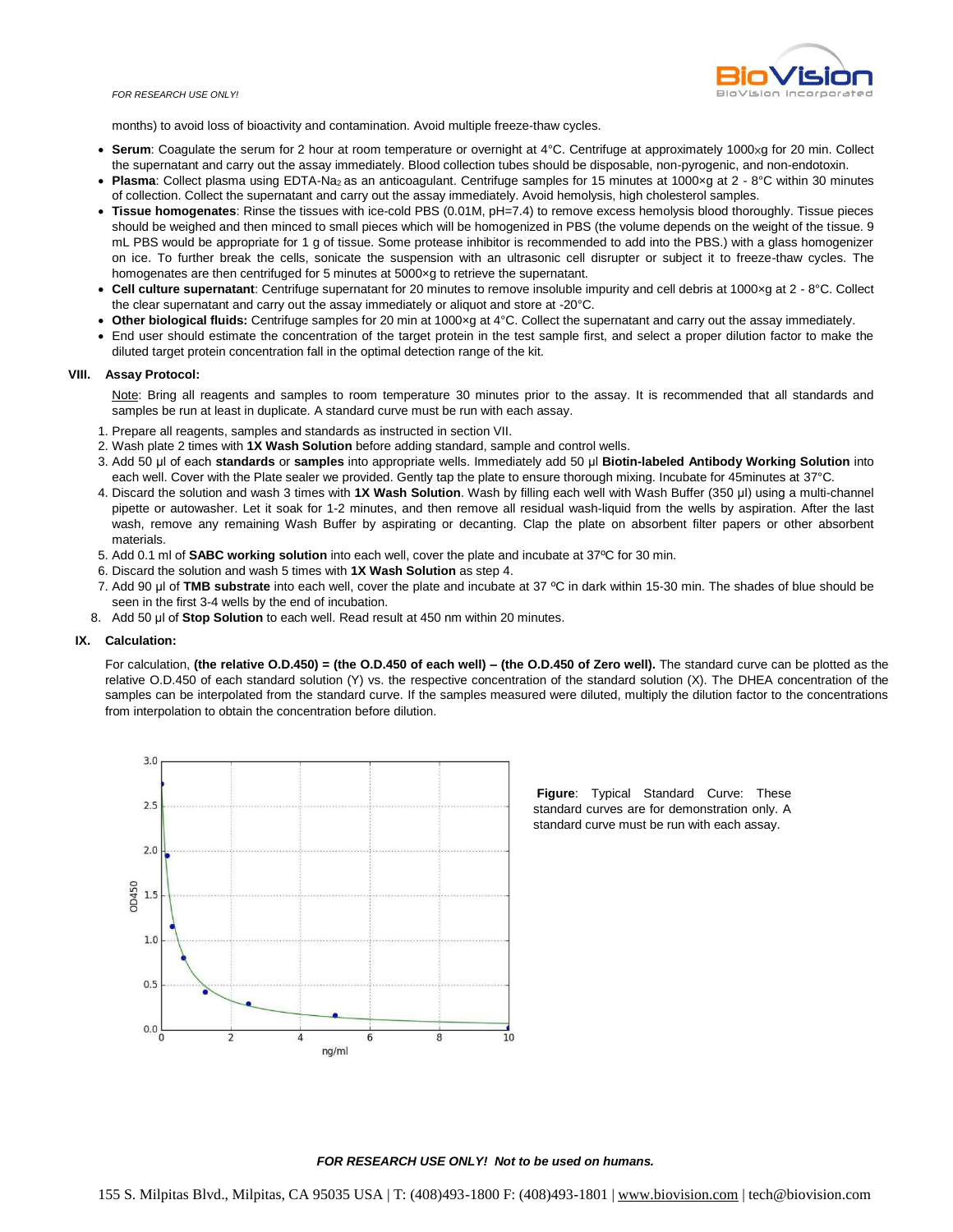months) to avoid loss of bioactivity and contamination. Avoid multiple freeze-thaw cycles.

- **Serum**: Coagulate the serum for 2 hour at room temperature or overnight at 4°C. Centrifuge at approximately 1000×g for 20 min. Collect the supernatant and carry out the assay immediately. Blood collection tubes should be disposable, non-pyrogenic, and non-endotoxin.
- **Plasma**: Collect plasma using EDTA-$Na_2$ as an anticoagulant. Centrifuge samples for 15 minutes at 1000×g at 2 - 8°C within 30 minutes of collection. Collect the supernatant and carry out the assay immediately. Avoid hemolysis, high cholesterol samples.
- **Tissue homogenates**: Rinse the tissues with ice-cold PBS (0.01M, pH=7.4) to remove excess hemolysis blood thoroughly. Tissue pieces should be weighed and then minced to small pieces which will be homogenized in PBS (the volume depends on the weight of the tissue. 9 mL PBS would be appropriate for 1 g of tissue. Some protease inhibitor is recommended to add into the PBS.) with a glass homogenizer on ice. To further break the cells, sonicate the suspension with an ultrasonic cell disrupter or subject it to freeze-thaw cycles. The homogenates are then centrifuged for 5 minutes at 5000×g to retrieve the supernatant.
- **Cell culture supernatant**: Centrifuge supernatant for 20 minutes to remove insoluble impurity and cell debris at 1000×g at 2 - 8°C. Collect the clear supernatant and carry out the assay immediately or aliquot and store at -20°C.
- **Other biological fluids:** Centrifuge samples for 20 min at 1000×g at 4°C. Collect the supernatant and carry out the assay immediately.
- End user should estimate the concentration of the target protein in the test sample first, and select a proper dilution factor to make the diluted target protein concentration fall in the optimal detection range of the kit.

## VIII. Assay Protocol:

Note: Bring all reagents and samples to room temperature 30 minutes prior to the assay. It is recommended that all standards and samples be run at least in duplicate. A standard curve must be run with each assay.

1. Prepare all reagents, samples and standards as instructed in section VII.
2. Wash plate 2 times with **1X Wash Solution** before adding standard, sample and control wells.
3. Add 50 µl of each **standards** or **samples** into appropriate wells. Immediately add 50 µl **Biotin-labeled Antibody Working Solution** into each well. Cover with the Plate sealer we provided. Gently tap the plate to ensure thorough mixing. Incubate for 45minutes at 37°C.
4. Discard the solution and wash 3 times with **1X Wash Solution**. Wash by filling each well with Wash Buffer (350 µl) using a multi-channel pipette or autowasher. Let it soak for 1-2 minutes, and then remove all residual wash-liquid from the wells by aspiration. After the last wash, remove any remaining Wash Buffer by aspirating or decanting. Clap the plate on absorbent filter papers or other absorbent materials.
5. Add 0.1 ml of **SABC working solution** into each well, cover the plate and incubate at 37ºC for 30 min.
6. Discard the solution and wash 5 times with **1X Wash Solution** as step 4.
7. Add 90 µl of **TMB substrate** into each well, cover the plate and incubate at 37 ºC in dark within 15-30 min. The shades of blue should be seen in the first 3-4 wells by the end of incubation.
8. Add 50 µl of **Stop Solution** to each well. Read result at 450 nm within 20 minutes.

## IX. Calculation:

For calculation, **(the relative O.D.450) = (the O.D.450 of each well) – (the O.D.450 of Zero well).** The standard curve can be plotted as the relative O.D.450 of each standard solution (Y) vs. the respective concentration of the standard solution (X). The DHEA concentration of the samples can be interpolated from the standard curve. If the samples measured were diluted, multiply the dilution factor to the concentrations from interpolation to obtain the concentration before dilution.

OD450
3.0
2.5
2.0
1.5
1.0
0.5
0.0
0
2
4
6
8
10
ng/ml

**Figure**: Typical Standard Curve: These standard curves are for demonstration only. A standard curve must be run with each assay.

***FOR RESEARCH USE ONLY! Not to be used on humans.***

155 S. Milpitas Blvd., Milpitas, CA 95035 USA | T: (408)493-1800 F: (408)493-1801 | www.biovision.com | tech@biovision.com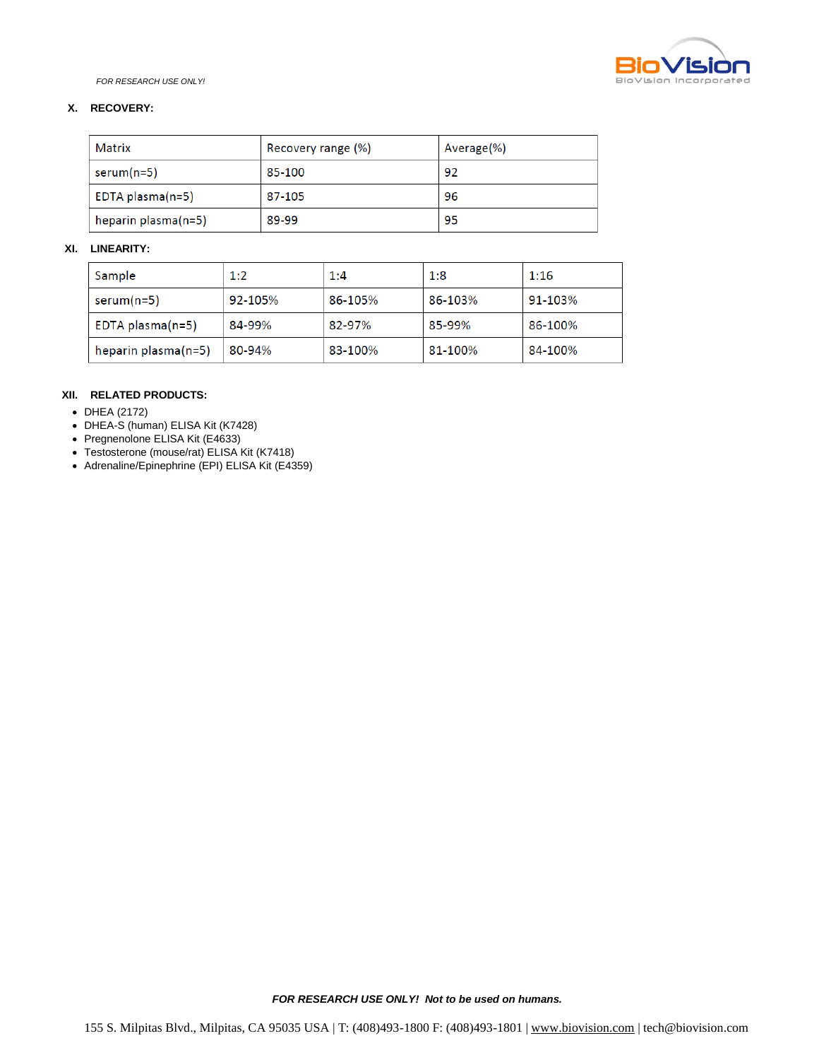## X. RECOVERY:

| Matrix | Recovery range (%) | Average(%) |
|---|---|---|
| serum(n=5) | 85-100 | 92 |
| EDTA plasma(n=5) | 87-105 | 96 |
| heparin plasma(n=5) | 89-99 | 95 |

## XI. LINEARITY:

| Sample | 1:2 | 1:4 | 1:8 | 1:16 |
|---|---|---|---|---|
| serum(n=5) | 92-105% | 86-105% | 86-103% | 91-103% |
| EDTA plasma(n=5) | 84-99% | 82-97% | 85-99% | 86-100% |
| heparin plasma(n=5) | 80-94% | 83-100% | 81-100% | 84-100% |

## XII. RELATED PRODUCTS:

- DHEA (2172)
- DHEA-S (human) ELISA Kit (K7428)
- Pregnenolone ELISA Kit (E4633)
- Testosterone (mouse/rat) ELISA Kit (K7418)
- Adrenaline/Epinephrine (EPI) ELISA Kit (E4359)

***FOR RESEARCH USE ONLY! Not to be used on humans.***

155 S. Milpitas Blvd., Milpitas, CA 95035 USA | T: (408)493-1800 F: (408)493-1801 | www.biovision.com | tech@biovision.com